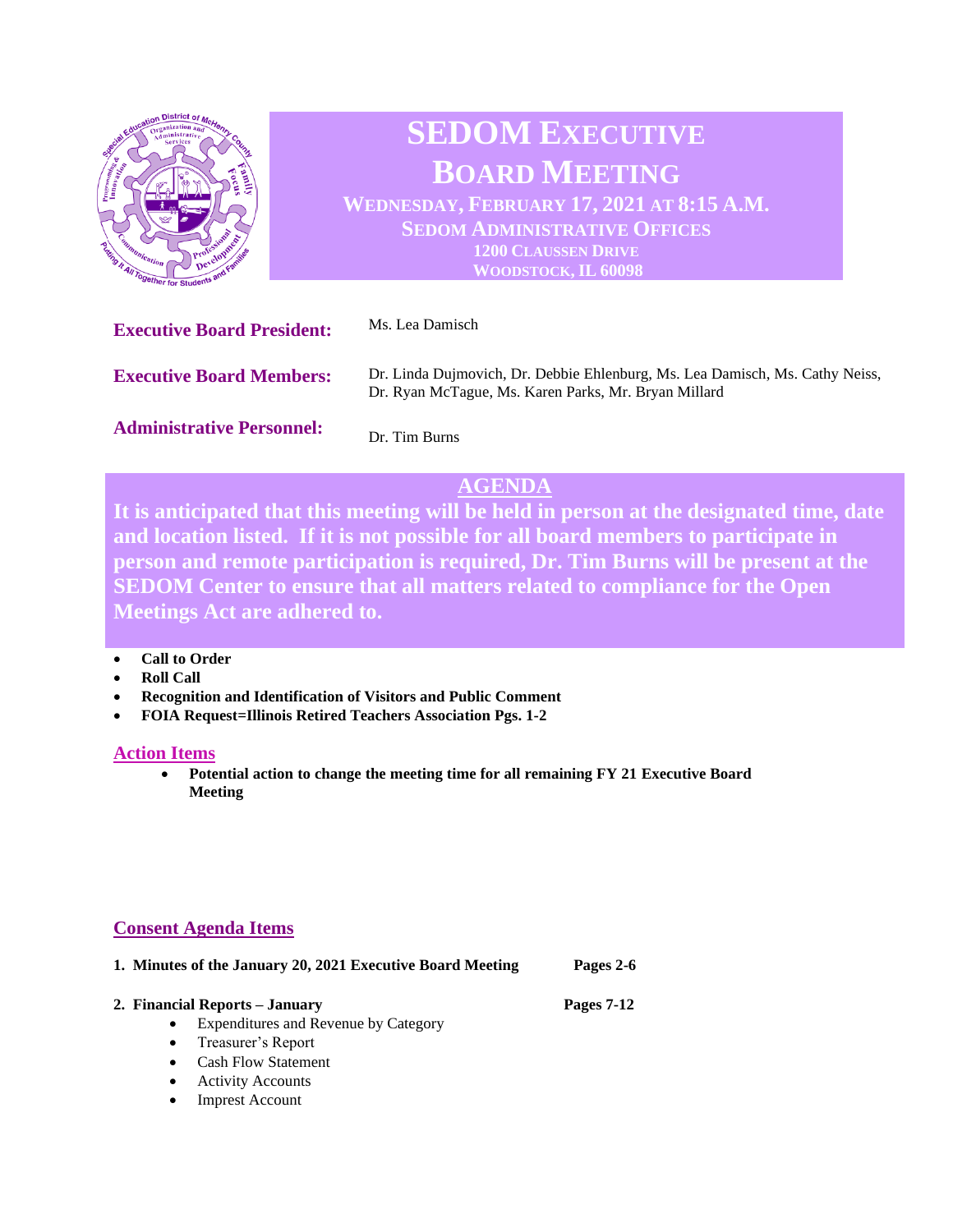# SEDOM Executive Board Meeting

**Wednesday, February 17, 2021 at 8:15 A.M.**
**SEDOM Administrative Offices**
**1200 Claussen Drive**
**Woodstock, IL 60098**

**Executive Board President:** Ms. Lea Damisch

**Executive Board Members:** Dr. Linda Dujmovich, Dr. Debbie Ehlenburg, Ms. Lea Damisch, Ms. Cathy Neiss, Dr. Ryan McTague, Ms. Karen Parks, Mr. Bryan Millard

**Administrative Personnel:** Dr. Tim Burns

## AGENDA

**It is anticipated that this meeting will be held in person at the designated time, date and location listed. If it is not possible for all board members to participate in person and remote participation is required, Dr. Tim Burns will be present at the SEDOM Center to ensure that all matters related to compliance for the Open Meetings Act are adhered to.**

- **Call to Order**
- **Roll Call**
- **Recognition and Identification of Visitors and Public Comment**
- **FOIA Request=Illinois Retired Teachers Association Pgs. 1-2**

### Action Items

- **Potential action to change the meeting time for all remaining FY 21 Executive Board Meeting**

### Consent Agenda Items

1. **Minutes of the January 20, 2021 Executive Board Meeting** **Pages 2-6**
2. **Financial Reports – January** **Pages 7-12**
   - Expenditures and Revenue by Category
   - Treasurer's Report
   - Cash Flow Statement
   - Activity Accounts
   - Imprest Account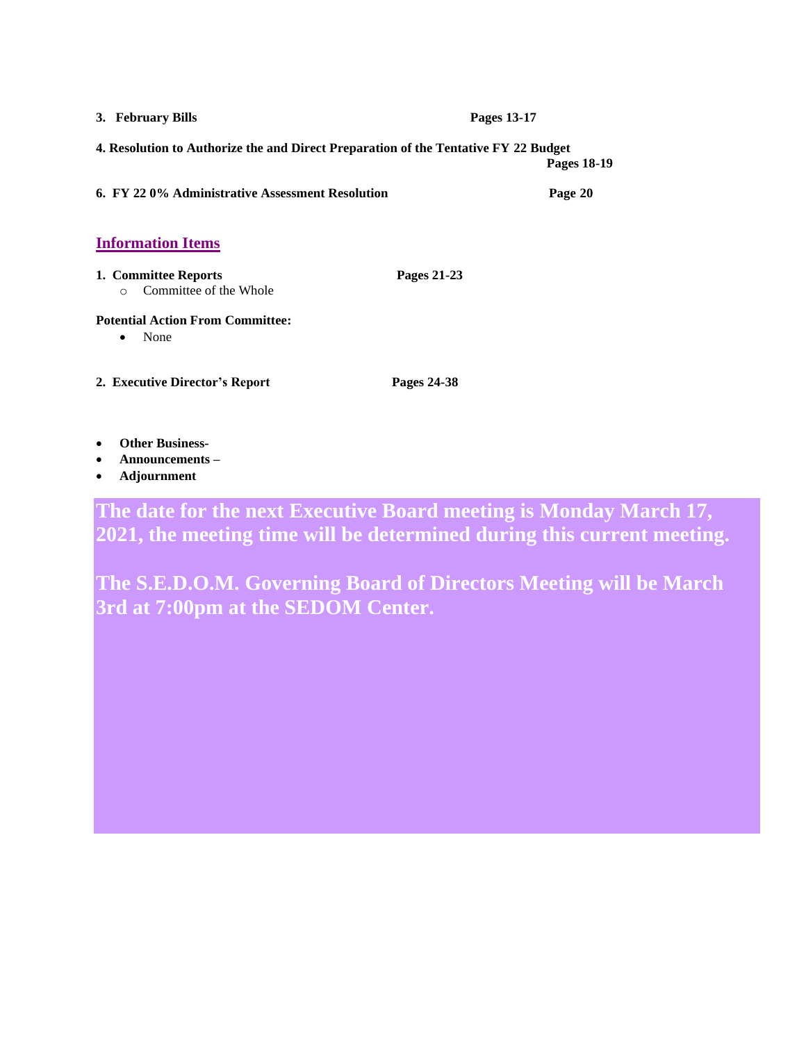**3. February Bills** **Pages 13-17**

**4. Resolution to Authorize the and Direct Preparation of the Tentative FY 22 Budget** **Pages 18-19**

**6. FY 22 0% Administrative Assessment Resolution** **Page 20**

## Information Items

**1. Committee Reports** **Pages 21-23**

- Committee of the Whole

**Potential Action From Committee:**

- None

**2. Executive Director's Report** **Pages 24-38**

- **Other Business-**
- **Announcements –**
- **Adjournment**

**The date for the next Executive Board meeting is Monday March 17, 2021, the meeting time will be determined during this current meeting.**

**The S.E.D.O.M. Governing Board of Directors Meeting will be March 3rd at 7:00pm at the SEDOM Center.**